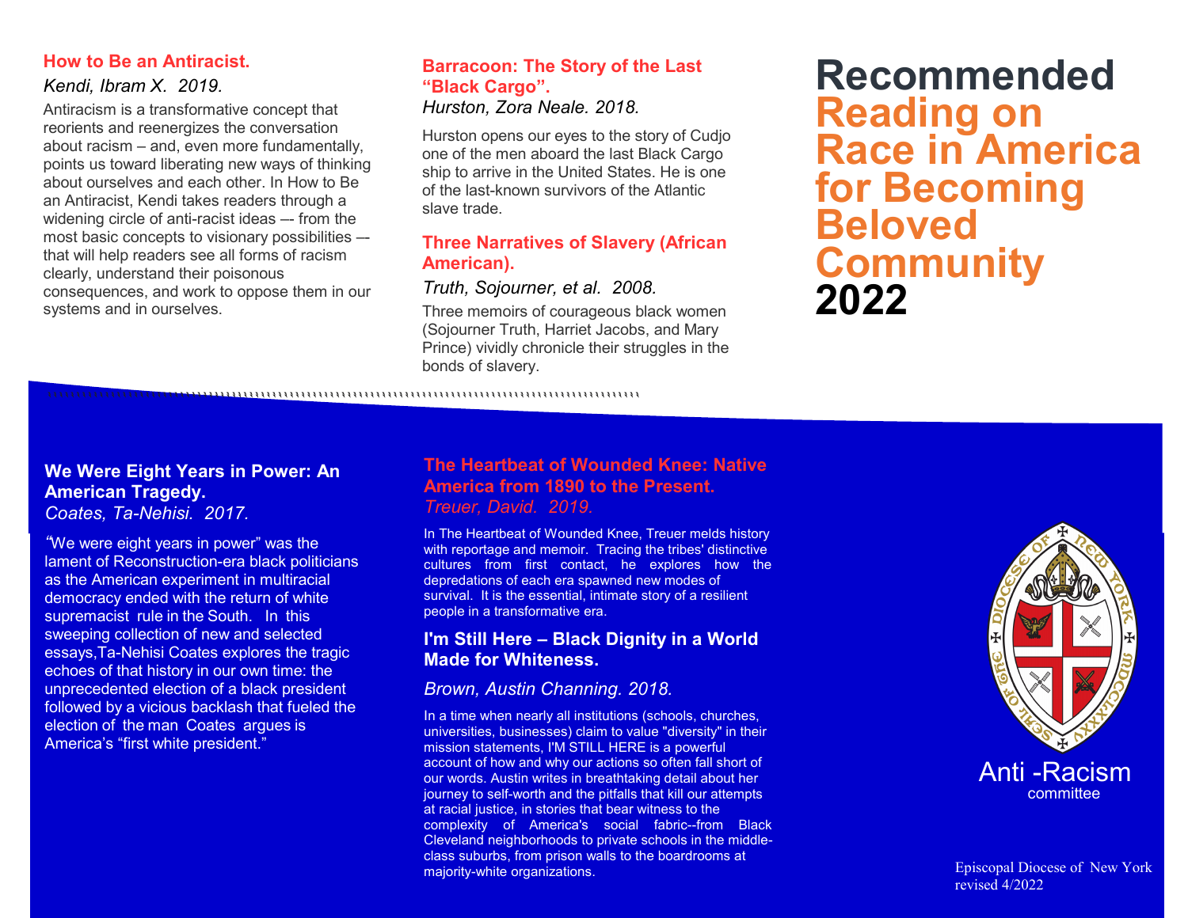# Recommended Reading on Race in America for Becoming Beloved Community 2022

### How to Be an Antiracist.

*Kendi, Ibram X. 2019.*

Antiracism is a transformative concept that reorients and reenergizes the conversation about racism – and, even more fundamentally, points us toward liberating new ways of thinking about ourselves and each other. In How to Be an Antiracist, Kendi takes readers through a widening circle of anti-racist ideas –- from the most basic concepts to visionary possibilities — that will help readers see all forms of racism clearly, understand their poisonous consequences, and work to oppose them in our systems and in ourselves.

### Barracoon: The Story of the Last "Black Cargo".

*Hurston, Zora Neale. 2018.*

Hurston opens our eyes to the story of Cudjo one of the men aboard the last Black Cargo ship to arrive in the United States. He is one of the last-known survivors of the Atlantic slave trade.

### Three Narratives of Slavery (African American).

*Truth, Sojourner, et al. 2008.*

Three memoirs of courageous black women (Sojourner Truth, Harriet Jacobs, and Mary Prince) vividly chronicle their struggles in the bonds of slavery.

### We Were Eight Years in Power: An American Tragedy.

*Coates, Ta-Nehisi. 2017.*

"We were eight years in power" was the lament of Reconstruction-era black politicians as the American experiment in multiracial democracy ended with the return of white supremacist rule in the South. In this sweeping collection of new and selected essays,Ta-Nehisi Coates explores the tragic echoes of that history in our own time: the unprecedented election of a black president followed by a vicious backlash that fueled the election of the man Coates argues is America's "first white president."

### The Heartbeat of Wounded Knee: Native America from 1890 to the Present.

*Treuer, David. 2019.*

In The Heartbeat of Wounded Knee, Treuer melds history with reportage and memoir. Tracing the tribes' distinctive cultures from first contact, he explores how the depredations of each era spawned new modes of survival. It is the essential, intimate story of a resilient people in a transformative era.

### I'm Still Here – Black Dignity in a World Made for Whiteness.

*Brown, Austin Channing. 2018.*

In a time when nearly all institutions (schools, churches, universities, businesses) claim to value "diversity" in their mission statements, I'M STILL HERE is a powerful account of how and why our actions so often fall short of our words. Austin writes in breathtaking detail about her journey to self-worth and the pitfalls that kill our attempts at racial justice, in stories that bear witness to the complexity of America's social fabric--from Black Cleveland neighborhoods to private schools in the middle-class suburbs, from prison walls to the boardrooms at majority-white organizations.

Anti -Racism committee

Episcopal Diocese of New York
revised 4/2022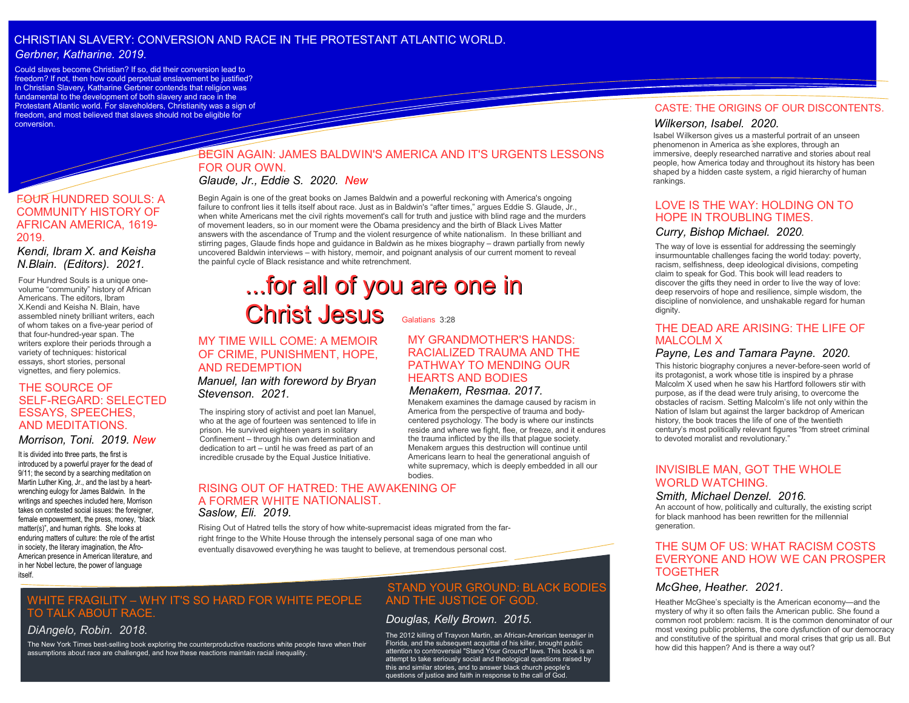## CHRISTIAN SLAVERY: CONVERSION AND RACE IN THE PROTESTANT ATLANTIC WORLD.

*Gerbner, Katharine. 2019.*

Could slaves become Christian? If so, did their conversion lead to freedom? If not, then how could perpetual enslavement be justified? In Christian Slavery, Katharine Gerbner contends that religion was fundamental to the development of both slavery and race in the Protestant Atlantic world. For slaveholders, Christianity was a sign of freedom, and most believed that slaves should not be eligible for conversion.

## FOUR HUNDRED SOULS: A COMMUNITY HISTORY OF AFRICAN AMERICA, 1619-2019.

*Kendi, Ibram X. and Keisha N.Blain. (Editors). 2021.*

Four Hundred Souls is a unique one-volume "community" history of African Americans. The editors, Ibram X.Kendi and Keisha N. Blain, have assembled ninety brilliant writers, each of whom takes on a five-year period of that four-hundred-year span. The writers explore their periods through a variety of techniques: historical essays, short stories, personal vignettes, and fiery polemics.

## THE SOURCE OF SELF-REGARD: SELECTED ESSAYS, SPEECHES, AND MEDITATIONS.

*Morrison, Toni. 2019.* New

It is divided into three parts, the first is introduced by a powerful prayer for the dead of 9/11; the second by a searching meditation on Martin Luther King, Jr., and the last by a heart-wrenching eulogy for James Baldwin. In the writings and speeches included here, Morrison takes on contested social issues: the foreigner, female empowerment, the press, money, "black matter(s)", and human rights. She looks at enduring matters of culture: the role of the artist in society, the literary imagination, the Afro-American presence in American literature, and in her Nobel lecture, the power of language itself.

## BEGIN AGAIN: JAMES BALDWIN'S AMERICA AND IT'S URGENTS LESSONS FOR OUR OWN.

*Glaude, Jr., Eddie S. 2020.* New

Begin Again is one of the great books on James Baldwin and a powerful reckoning with America's ongoing failure to confront lies it tells itself about race. Just as in Baldwin's "after times," argues Eddie S. Glaude, Jr., when white Americans met the civil rights movement's call for truth and justice with blind rage and the murders of movement leaders, so in our moment were the Obama presidency and the birth of Black Lives Matter answers with the ascendance of Trump and the violent resurgence of white nationalism. In these brilliant and stirring pages, Glaude finds hope and guidance in Baldwin as he mixes biography – drawn partially from newly uncovered Baldwin interviews – with history, memoir, and poignant analysis of our current moment to reveal the painful cycle of Black resistance and white retrenchment.

# ...for all of you are one in Christ Jesus

Galatians 3:28

## MY TIME WILL COME: A MEMOIR OF CRIME, PUNISHMENT, HOPE, AND REDEMPTION

*Manuel, Ian with foreword by Bryan Stevenson. 2021.*

The inspiring story of activist and poet Ian Manuel, who at the age of fourteen was sentenced to life in prison. He survived eighteen years in solitary Confinement – through his own determination and dedication to art – until he was freed as part of an incredible crusade by the Equal Justice Initiative.

## MY GRANDMOTHER'S HANDS: RACIALIZED TRAUMA AND THE PATHWAY TO MENDING OUR HEARTS AND BODIES

*Menakem, Resmaa. 2017.*

Menakem examines the damage caused by racism in America from the perspective of trauma and body-centered psychology. The body is where our instincts reside and where we fight, flee, or freeze, and it endures the trauma inflicted by the ills that plague society. Menakem argues this destruction will continue until Americans learn to heal the generational anguish of white supremacy, which is deeply embedded in all our bodies.

## RISING OUT OF HATRED: THE AWAKENING OF A FORMER WHITE NATIONALIST.

*Saslow, Eli. 2019.*

Rising Out of Hatred tells the story of how white-supremacist ideas migrated from the far-right fringe to the White House through the intensely personal saga of one man who eventually disavowed everything he was taught to believe, at tremendous personal cost.

## WHITE FRAGILITY – WHY IT'S SO HARD FOR WHITE PEOPLE TO TALK ABOUT RACE.

*DiAngelo, Robin. 2018.*

The New York Times best-selling book exploring the counterproductive reactions white people have when their assumptions about race are challenged, and how these reactions maintain racial inequality.

## STAND YOUR GROUND: BLACK BODIES AND THE JUSTICE OF GOD.

*Douglas, Kelly Brown. 2015.*

The 2012 killing of Trayvon Martin, an African-American teenager in Florida, and the subsequent acquittal of his killer, brought public attention to controversial "Stand Your Ground" laws. This book is an attempt to take seriously social and theological questions raised by this and similar stories, and to answer black church people's questions of justice and faith in response to the call of God.

## CASTE: THE ORIGINS OF OUR DISCONTENTS.

*Wilkerson, Isabel. 2020.*

Isabel Wilkerson gives us a masterful portrait of an unseen phenomenon in America as she explores, through an immersive, deeply researched narrative and stories about real people, how America today and throughout its history has been shaped by a hidden caste system, a rigid hierarchy of human rankings.

## LOVE IS THE WAY: HOLDING ON TO HOPE IN TROUBLING TIMES.

*Curry, Bishop Michael. 2020.*

The way of love is essential for addressing the seemingly insurmountable challenges facing the world today: poverty, racism, selfishness, deep ideological divisions, competing claim to speak for God. This book will lead readers to discover the gifts they need in order to live the way of love: deep reservoirs of hope and resilience, simple wisdom, the discipline of nonviolence, and unshakable regard for human dignity.

## THE DEAD ARE ARISING: THE LIFE OF MALCOLM X

*Payne, Les and Tamara Payne. 2020.*

This historic biography conjures a never-before-seen world of its protagonist, a work whose title is inspired by a phrase Malcolm X used when he saw his Hartford followers stir with purpose, as if the dead were truly arising, to overcome the obstacles of racism. Setting Malcolm's life not only within the Nation of Islam but against the larger backdrop of American history, the book traces the life of one of the twentieth century's most politically relevant figures "from street criminal to devoted moralist and revolutionary."

## INVISIBLE MAN, GOT THE WHOLE WORLD WATCHING.

*Smith, Michael Denzel. 2016.*

An account of how, politically and culturally, the existing script for black manhood has been rewritten for the millennial generation.

## THE SUM OF US: WHAT RACISM COSTS EVERYONE AND HOW WE CAN PROSPER TOGETHER

*McGhee, Heather. 2021.*

Heather McGhee's specialty is the American economy—and the mystery of why it so often fails the American public. She found a common root problem: racism. It is the common denominator of our most vexing public problems, the core dysfunction of our democracy and constitutive of the spiritual and moral crises that grip us all. But how did this happen? And is there a way out?